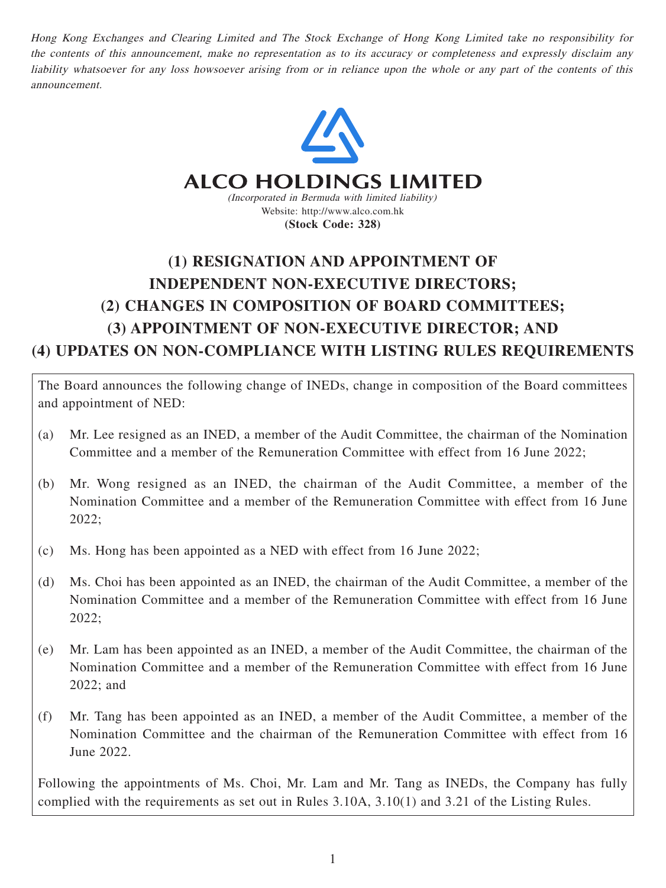*Hong Kong Exchanges and Clearing Limited and The Stock Exchange of Hong Kong Limited take no responsibility for the contents of this announcement, make no representation as to its accuracy or completeness and expressly disclaim any liability whatsoever for any loss howsoever arising from or in reliance upon the whole or any part of the contents of this announcement.*

# ALCO HOLDINGS LIMITED

*(Incorporated in Bermuda with limited liability)*

Website: http://www.alco.com.hk

**(Stock Code: 328)**

# (1) RESIGNATION AND APPOINTMENT OF INDEPENDENT NON-EXECUTIVE DIRECTORS; (2) CHANGES IN COMPOSITION OF BOARD COMMITTEES; (3) APPOINTMENT OF NON-EXECUTIVE DIRECTOR; AND (4) UPDATES ON NON-COMPLIANCE WITH LISTING RULES REQUIREMENTS

The Board announces the following change of INEDs, change in composition of the Board committees and appointment of NED:

(a) Mr. Lee resigned as an INED, a member of the Audit Committee, the chairman of the Nomination Committee and a member of the Remuneration Committee with effect from 16 June 2022;

(b) Mr. Wong resigned as an INED, the chairman of the Audit Committee, a member of the Nomination Committee and a member of the Remuneration Committee with effect from 16 June 2022;

(c) Ms. Hong has been appointed as a NED with effect from 16 June 2022;

(d) Ms. Choi has been appointed as an INED, the chairman of the Audit Committee, a member of the Nomination Committee and a member of the Remuneration Committee with effect from 16 June 2022;

(e) Mr. Lam has been appointed as an INED, a member of the Audit Committee, the chairman of the Nomination Committee and a member of the Remuneration Committee with effect from 16 June 2022; and

(f) Mr. Tang has been appointed as an INED, a member of the Audit Committee, a member of the Nomination Committee and the chairman of the Remuneration Committee with effect from 16 June 2022.

Following the appointments of Ms. Choi, Mr. Lam and Mr. Tang as INEDs, the Company has fully complied with the requirements as set out in Rules 3.10A, 3.10(1) and 3.21 of the Listing Rules.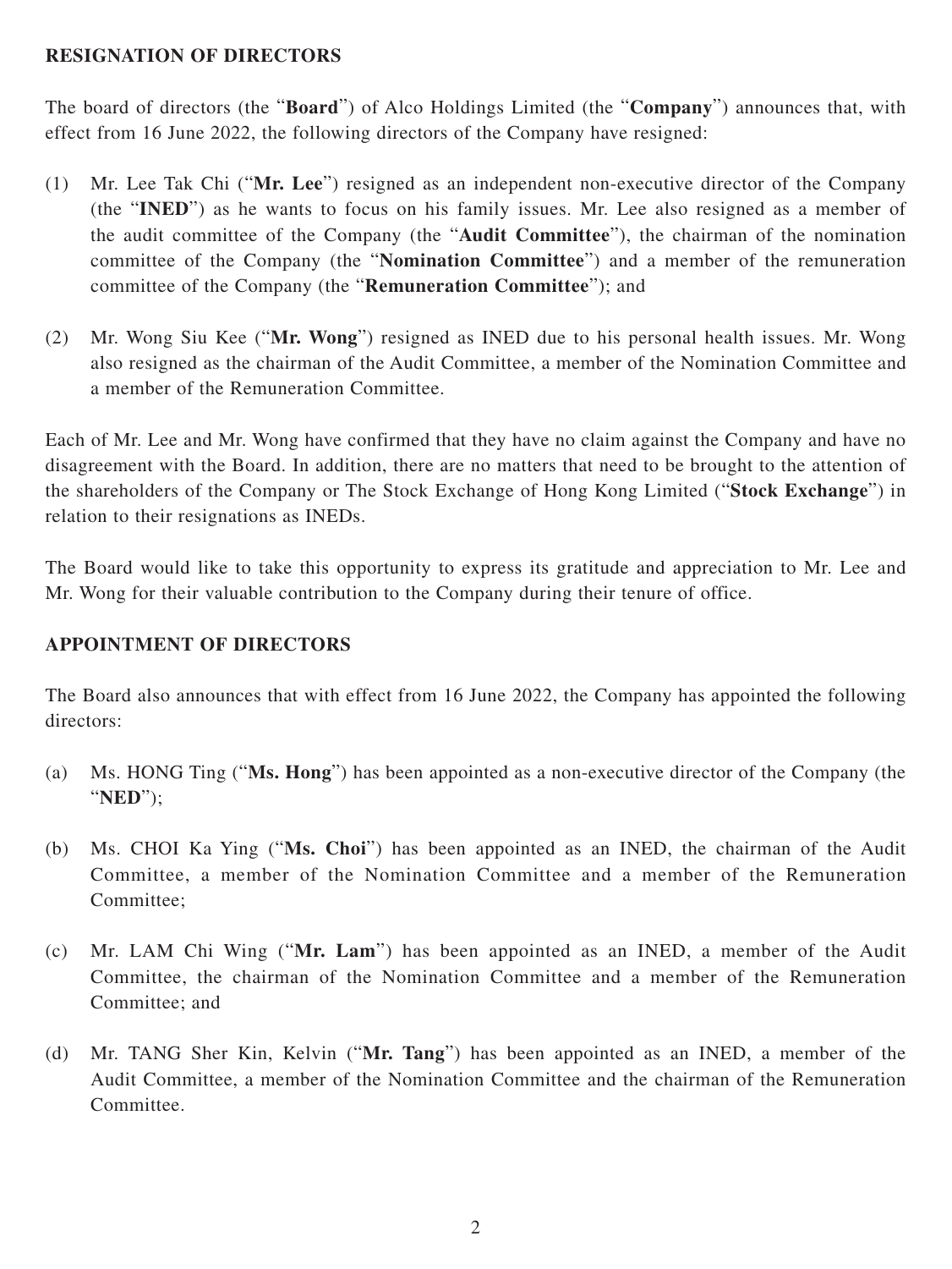**RESIGNATION OF DIRECTORS**

The board of directors (the "**Board**") of Alco Holdings Limited (the "**Company**") announces that, with effect from 16 June 2022, the following directors of the Company have resigned:

(1) Mr. Lee Tak Chi ("**Mr. Lee**") resigned as an independent non-executive director of the Company (the "**INED**") as he wants to focus on his family issues. Mr. Lee also resigned as a member of the audit committee of the Company (the "**Audit Committee**"), the chairman of the nomination committee of the Company (the "**Nomination Committee**") and a member of the remuneration committee of the Company (the "**Remuneration Committee**"); and

(2) Mr. Wong Siu Kee ("**Mr. Wong**") resigned as INED due to his personal health issues. Mr. Wong also resigned as the chairman of the Audit Committee, a member of the Nomination Committee and a member of the Remuneration Committee.

Each of Mr. Lee and Mr. Wong have confirmed that they have no claim against the Company and have no disagreement with the Board. In addition, there are no matters that need to be brought to the attention of the shareholders of the Company or The Stock Exchange of Hong Kong Limited ("**Stock Exchange**") in relation to their resignations as INEDs.

The Board would like to take this opportunity to express its gratitude and appreciation to Mr. Lee and Mr. Wong for their valuable contribution to the Company during their tenure of office.

**APPOINTMENT OF DIRECTORS**

The Board also announces that with effect from 16 June 2022, the Company has appointed the following directors:

(a) Ms. HONG Ting ("**Ms. Hong**") has been appointed as a non-executive director of the Company (the "**NED**");

(b) Ms. CHOI Ka Ying ("**Ms. Choi**") has been appointed as an INED, the chairman of the Audit Committee, a member of the Nomination Committee and a member of the Remuneration Committee;

(c) Mr. LAM Chi Wing ("**Mr. Lam**") has been appointed as an INED, a member of the Audit Committee, the chairman of the Nomination Committee and a member of the Remuneration Committee; and

(d) Mr. TANG Sher Kin, Kelvin ("**Mr. Tang**") has been appointed as an INED, a member of the Audit Committee, a member of the Nomination Committee and the chairman of the Remuneration Committee.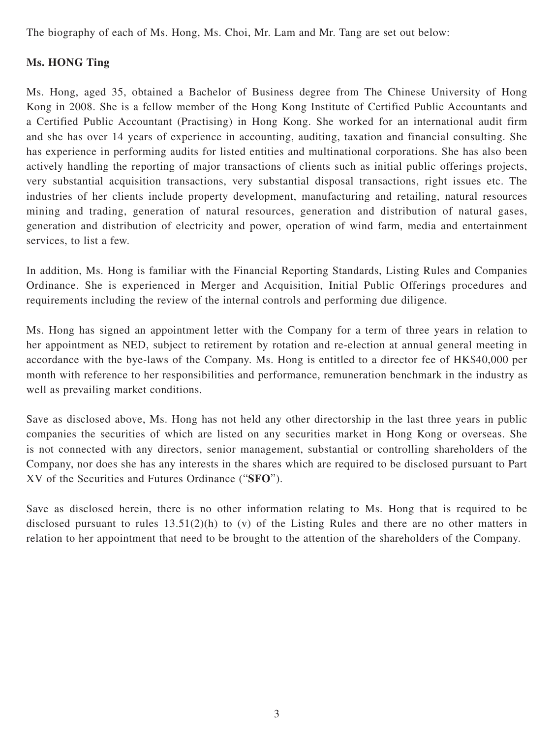The biography of each of Ms. Hong, Ms. Choi, Mr. Lam and Mr. Tang are set out below:

**Ms. HONG Ting**

Ms. Hong, aged 35, obtained a Bachelor of Business degree from The Chinese University of Hong Kong in 2008. She is a fellow member of the Hong Kong Institute of Certified Public Accountants and a Certified Public Accountant (Practising) in Hong Kong. She worked for an international audit firm and she has over 14 years of experience in accounting, auditing, taxation and financial consulting. She has experience in performing audits for listed entities and multinational corporations. She has also been actively handling the reporting of major transactions of clients such as initial public offerings projects, very substantial acquisition transactions, very substantial disposal transactions, right issues etc. The industries of her clients include property development, manufacturing and retailing, natural resources mining and trading, generation of natural resources, generation and distribution of natural gases, generation and distribution of electricity and power, operation of wind farm, media and entertainment services, to list a few.

In addition, Ms. Hong is familiar with the Financial Reporting Standards, Listing Rules and Companies Ordinance. She is experienced in Merger and Acquisition, Initial Public Offerings procedures and requirements including the review of the internal controls and performing due diligence.

Ms. Hong has signed an appointment letter with the Company for a term of three years in relation to her appointment as NED, subject to retirement by rotation and re-election at annual general meeting in accordance with the bye-laws of the Company. Ms. Hong is entitled to a director fee of HK$40,000 per month with reference to her responsibilities and performance, remuneration benchmark in the industry as well as prevailing market conditions.

Save as disclosed above, Ms. Hong has not held any other directorship in the last three years in public companies the securities of which are listed on any securities market in Hong Kong or overseas. She is not connected with any directors, senior management, substantial or controlling shareholders of the Company, nor does she has any interests in the shares which are required to be disclosed pursuant to Part XV of the Securities and Futures Ordinance ("**SFO**").

Save as disclosed herein, there is no other information relating to Ms. Hong that is required to be disclosed pursuant to rules 13.51(2)(h) to (v) of the Listing Rules and there are no other matters in relation to her appointment that need to be brought to the attention of the shareholders of the Company.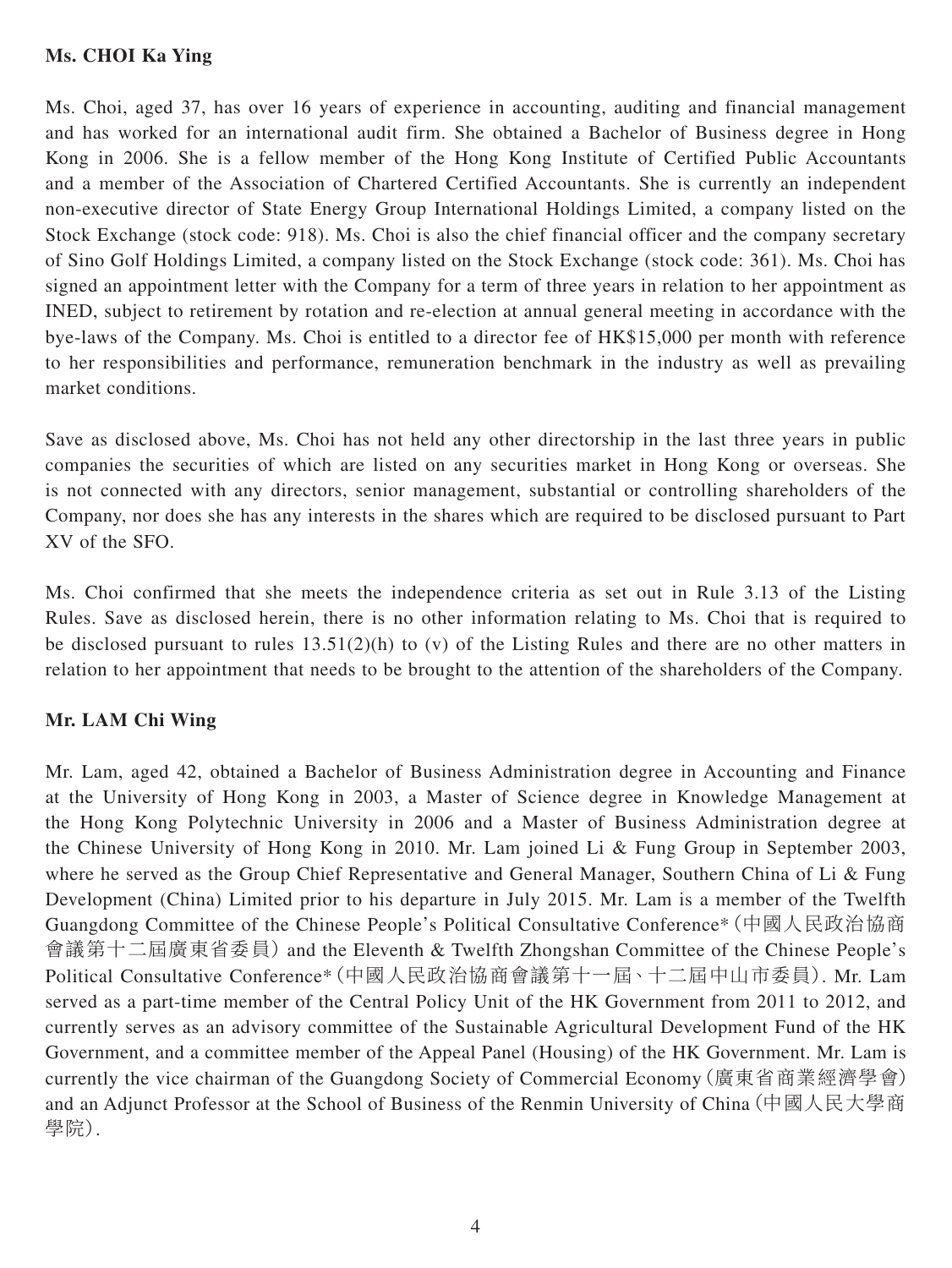**Ms. CHOI Ka Ying**

Ms. Choi, aged 37, has over 16 years of experience in accounting, auditing and financial management and has worked for an international audit firm. She obtained a Bachelor of Business degree in Hong Kong in 2006. She is a fellow member of the Hong Kong Institute of Certified Public Accountants and a member of the Association of Chartered Certified Accountants. She is currently an independent non-executive director of State Energy Group International Holdings Limited, a company listed on the Stock Exchange (stock code: 918). Ms. Choi is also the chief financial officer and the company secretary of Sino Golf Holdings Limited, a company listed on the Stock Exchange (stock code: 361). Ms. Choi has signed an appointment letter with the Company for a term of three years in relation to her appointment as INED, subject to retirement by rotation and re-election at annual general meeting in accordance with the bye-laws of the Company. Ms. Choi is entitled to a director fee of HK$15,000 per month with reference to her responsibilities and performance, remuneration benchmark in the industry as well as prevailing market conditions.

Save as disclosed above, Ms. Choi has not held any other directorship in the last three years in public companies the securities of which are listed on any securities market in Hong Kong or overseas. She is not connected with any directors, senior management, substantial or controlling shareholders of the Company, nor does she has any interests in the shares which are required to be disclosed pursuant to Part XV of the SFO.

Ms. Choi confirmed that she meets the independence criteria as set out in Rule 3.13 of the Listing Rules. Save as disclosed herein, there is no other information relating to Ms. Choi that is required to be disclosed pursuant to rules 13.51(2)(h) to (v) of the Listing Rules and there are no other matters in relation to her appointment that needs to be brought to the attention of the shareholders of the Company.

**Mr. LAM Chi Wing**

Mr. Lam, aged 42, obtained a Bachelor of Business Administration degree in Accounting and Finance at the University of Hong Kong in 2003, a Master of Science degree in Knowledge Management at the Hong Kong Polytechnic University in 2006 and a Master of Business Administration degree at the Chinese University of Hong Kong in 2010. Mr. Lam joined Li & Fung Group in September 2003, where he served as the Group Chief Representative and General Manager, Southern China of Li & Fung Development (China) Limited prior to his departure in July 2015. Mr. Lam is a member of the Twelfth Guangdong Committee of the Chinese People's Political Consultative Conference*（中國人民政治協商會議第十二屆廣東省委員）and the Eleventh & Twelfth Zhongshan Committee of the Chinese People's Political Consultative Conference*（中國人民政治協商會議第十一屆、十二屆中山市委員）. Mr. Lam served as a part-time member of the Central Policy Unit of the HK Government from 2011 to 2012, and currently serves as an advisory committee of the Sustainable Agricultural Development Fund of the HK Government, and a committee member of the Appeal Panel (Housing) of the HK Government. Mr. Lam is currently the vice chairman of the Guangdong Society of Commercial Economy（廣東省商業經濟學會）and an Adjunct Professor at the School of Business of the Renmin University of China（中國人民大學商學院）.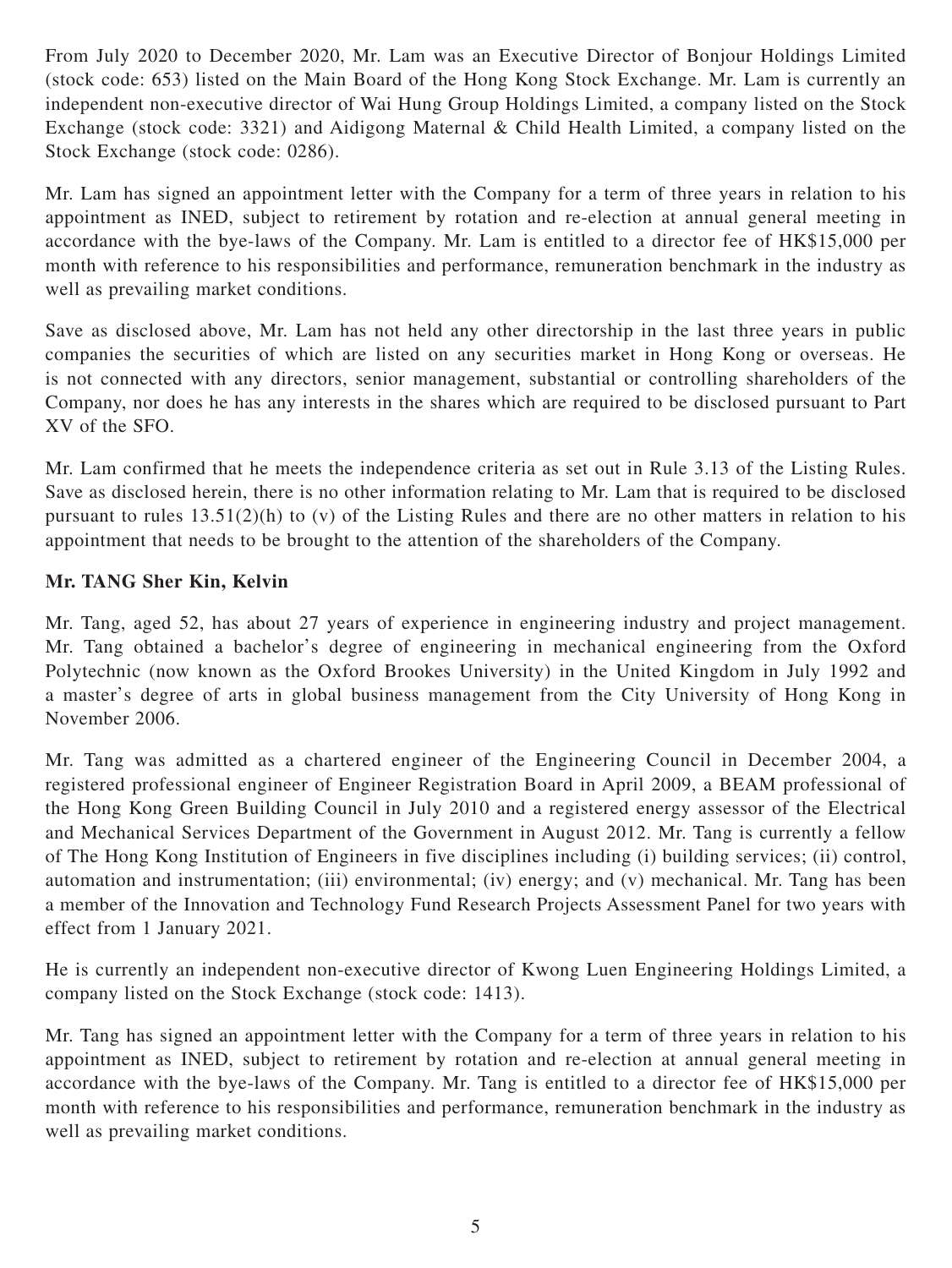From July 2020 to December 2020, Mr. Lam was an Executive Director of Bonjour Holdings Limited (stock code: 653) listed on the Main Board of the Hong Kong Stock Exchange. Mr. Lam is currently an independent non-executive director of Wai Hung Group Holdings Limited, a company listed on the Stock Exchange (stock code: 3321) and Aidigong Maternal & Child Health Limited, a company listed on the Stock Exchange (stock code: 0286).

Mr. Lam has signed an appointment letter with the Company for a term of three years in relation to his appointment as INED, subject to retirement by rotation and re-election at annual general meeting in accordance with the bye-laws of the Company. Mr. Lam is entitled to a director fee of HK$15,000 per month with reference to his responsibilities and performance, remuneration benchmark in the industry as well as prevailing market conditions.

Save as disclosed above, Mr. Lam has not held any other directorship in the last three years in public companies the securities of which are listed on any securities market in Hong Kong or overseas. He is not connected with any directors, senior management, substantial or controlling shareholders of the Company, nor does he has any interests in the shares which are required to be disclosed pursuant to Part XV of the SFO.

Mr. Lam confirmed that he meets the independence criteria as set out in Rule 3.13 of the Listing Rules. Save as disclosed herein, there is no other information relating to Mr. Lam that is required to be disclosed pursuant to rules 13.51(2)(h) to (v) of the Listing Rules and there are no other matters in relation to his appointment that needs to be brought to the attention of the shareholders of the Company.

**Mr. TANG Sher Kin, Kelvin**

Mr. Tang, aged 52, has about 27 years of experience in engineering industry and project management. Mr. Tang obtained a bachelor's degree of engineering in mechanical engineering from the Oxford Polytechnic (now known as the Oxford Brookes University) in the United Kingdom in July 1992 and a master's degree of arts in global business management from the City University of Hong Kong in November 2006.

Mr. Tang was admitted as a chartered engineer of the Engineering Council in December 2004, a registered professional engineer of Engineer Registration Board in April 2009, a BEAM professional of the Hong Kong Green Building Council in July 2010 and a registered energy assessor of the Electrical and Mechanical Services Department of the Government in August 2012. Mr. Tang is currently a fellow of The Hong Kong Institution of Engineers in five disciplines including (i) building services; (ii) control, automation and instrumentation; (iii) environmental; (iv) energy; and (v) mechanical. Mr. Tang has been a member of the Innovation and Technology Fund Research Projects Assessment Panel for two years with effect from 1 January 2021.

He is currently an independent non-executive director of Kwong Luen Engineering Holdings Limited, a company listed on the Stock Exchange (stock code: 1413).

Mr. Tang has signed an appointment letter with the Company for a term of three years in relation to his appointment as INED, subject to retirement by rotation and re-election at annual general meeting in accordance with the bye-laws of the Company. Mr. Tang is entitled to a director fee of HK$15,000 per month with reference to his responsibilities and performance, remuneration benchmark in the industry as well as prevailing market conditions.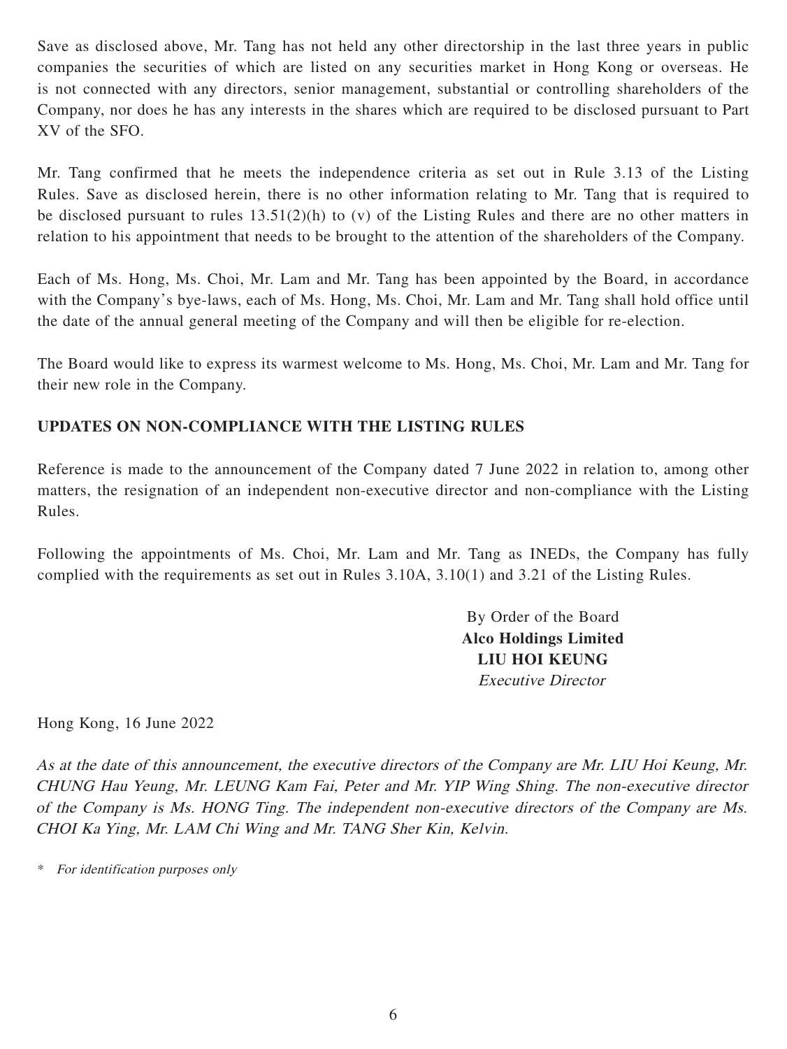Save as disclosed above, Mr. Tang has not held any other directorship in the last three years in public companies the securities of which are listed on any securities market in Hong Kong or overseas. He is not connected with any directors, senior management, substantial or controlling shareholders of the Company, nor does he has any interests in the shares which are required to be disclosed pursuant to Part XV of the SFO.

Mr. Tang confirmed that he meets the independence criteria as set out in Rule 3.13 of the Listing Rules. Save as disclosed herein, there is no other information relating to Mr. Tang that is required to be disclosed pursuant to rules 13.51(2)(h) to (v) of the Listing Rules and there are no other matters in relation to his appointment that needs to be brought to the attention of the shareholders of the Company.

Each of Ms. Hong, Ms. Choi, Mr. Lam and Mr. Tang has been appointed by the Board, in accordance with the Company's bye-laws, each of Ms. Hong, Ms. Choi, Mr. Lam and Mr. Tang shall hold office until the date of the annual general meeting of the Company and will then be eligible for re-election.

The Board would like to express its warmest welcome to Ms. Hong, Ms. Choi, Mr. Lam and Mr. Tang for their new role in the Company.

**UPDATES ON NON-COMPLIANCE WITH THE LISTING RULES**

Reference is made to the announcement of the Company dated 7 June 2022 in relation to, among other matters, the resignation of an independent non-executive director and non-compliance with the Listing Rules.

Following the appointments of Ms. Choi, Mr. Lam and Mr. Tang as INEDs, the Company has fully complied with the requirements as set out in Rules 3.10A, 3.10(1) and 3.21 of the Listing Rules.

By Order of the Board
**Alco Holdings Limited**
**LIU HOI KEUNG**
*Executive Director*

Hong Kong, 16 June 2022

*As at the date of this announcement, the executive directors of the Company are Mr. LIU Hoi Keung, Mr. CHUNG Hau Yeung, Mr. LEUNG Kam Fai, Peter and Mr. YIP Wing Shing. The non-executive director of the Company is Ms. HONG Ting. The independent non-executive directors of the Company are Ms. CHOI Ka Ying, Mr. LAM Chi Wing and Mr. TANG Sher Kin, Kelvin.*

\* *For identification purposes only*